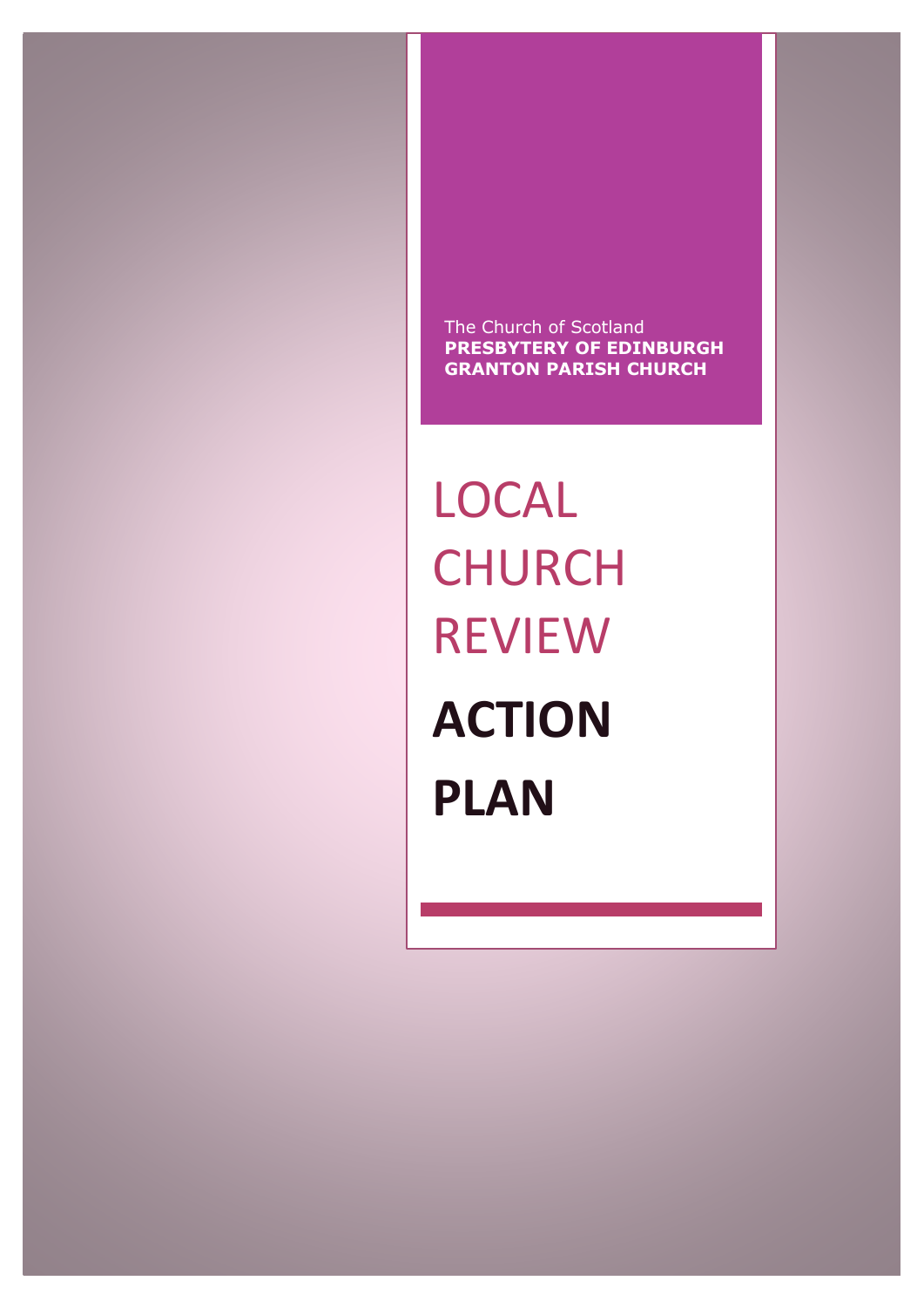The Church of Scotland
**PRESBYTERY OF EDINBURGH**
**GRANTON PARISH CHURCH**

# LOCAL CHURCH REVIEW

# ACTION PLAN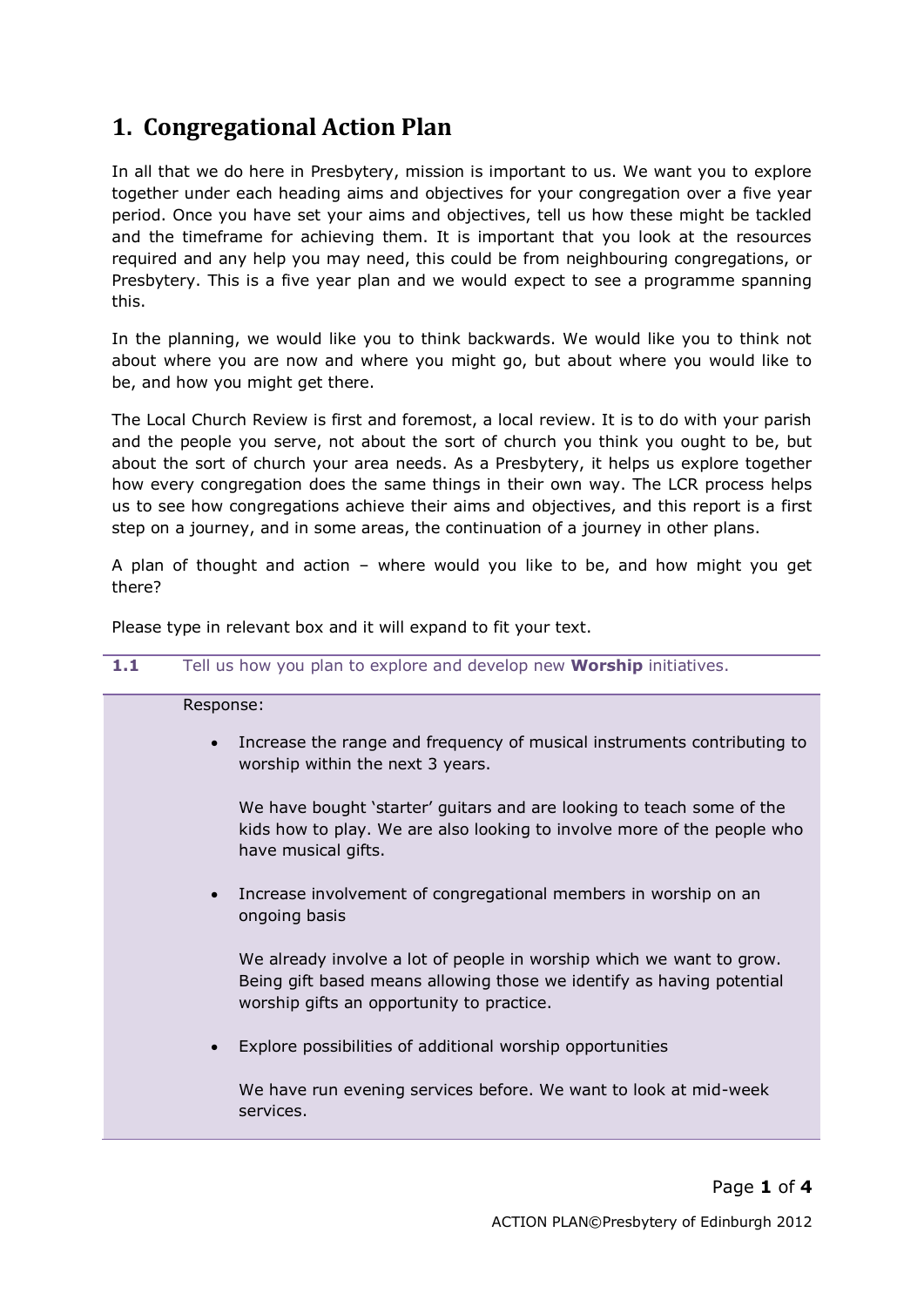# 1. Congregational Action Plan

In all that we do here in Presbytery, mission is important to us. We want you to explore together under each heading aims and objectives for your congregation over a five year period. Once you have set your aims and objectives, tell us how these might be tackled and the timeframe for achieving them. It is important that you look at the resources required and any help you may need, this could be from neighbouring congregations, or Presbytery. This is a five year plan and we would expect to see a programme spanning this.

In the planning, we would like you to think backwards. We would like you to think not about where you are now and where you might go, but about where you would like to be, and how you might get there.

The Local Church Review is first and foremost, a local review. It is to do with your parish and the people you serve, not about the sort of church you think you ought to be, but about the sort of church your area needs. As a Presbytery, it helps us explore together how every congregation does the same things in their own way. The LCR process helps us to see how congregations achieve their aims and objectives, and this report is a first step on a journey, and in some areas, the continuation of a journey in other plans.

A plan of thought and action – where would you like to be, and how might you get there?

Please type in relevant box and it will expand to fit your text.

**1.1** Tell us how you plan to explore and develop new **Worship** initiatives.

Response:

- Increase the range and frequency of musical instruments contributing to worship within the next 3 years.

  We have bought 'starter' guitars and are looking to teach some of the kids how to play. We are also looking to involve more of the people who have musical gifts.

- Increase involvement of congregational members in worship on an ongoing basis

  We already involve a lot of people in worship which we want to grow. Being gift based means allowing those we identify as having potential worship gifts an opportunity to practice.

- Explore possibilities of additional worship opportunities

  We have run evening services before. We want to look at mid-week services.

ACTION PLAN©Presbytery of Edinburgh 2012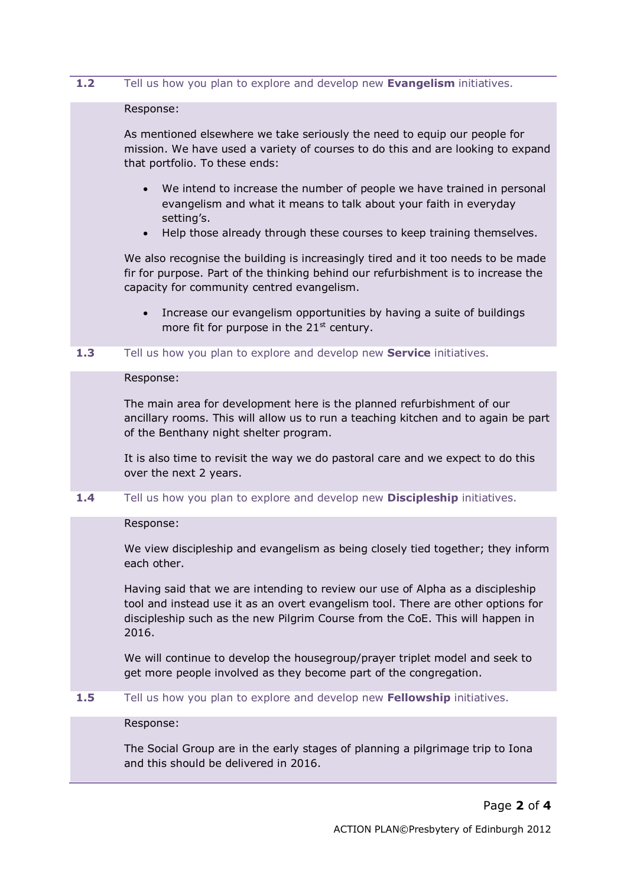**1.2** Tell us how you plan to explore and develop new **Evangelism** initiatives.

Response:

As mentioned elsewhere we take seriously the need to equip our people for mission. We have used a variety of courses to do this and are looking to expand that portfolio. To these ends:

- We intend to increase the number of people we have trained in personal evangelism and what it means to talk about your faith in everyday setting's.
- Help those already through these courses to keep training themselves.

We also recognise the building is increasingly tired and it too needs to be made fir for purpose. Part of the thinking behind our refurbishment is to increase the capacity for community centred evangelism.

- Increase our evangelism opportunities by having a suite of buildings more fit for purpose in the 21st century.

**1.3** Tell us how you plan to explore and develop new **Service** initiatives.

Response:

The main area for development here is the planned refurbishment of our ancillary rooms. This will allow us to run a teaching kitchen and to again be part of the Benthany night shelter program.

It is also time to revisit the way we do pastoral care and we expect to do this over the next 2 years.

**1.4** Tell us how you plan to explore and develop new **Discipleship** initiatives.

Response:

We view discipleship and evangelism as being closely tied together; they inform each other.

Having said that we are intending to review our use of Alpha as a discipleship tool and instead use it as an overt evangelism tool. There are other options for discipleship such as the new Pilgrim Course from the CoE. This will happen in 2016.

We will continue to develop the housegroup/prayer triplet model and seek to get more people involved as they become part of the congregation.

**1.5** Tell us how you plan to explore and develop new **Fellowship** initiatives.

Response:

The Social Group are in the early stages of planning a pilgrimage trip to Iona and this should be delivered in 2016.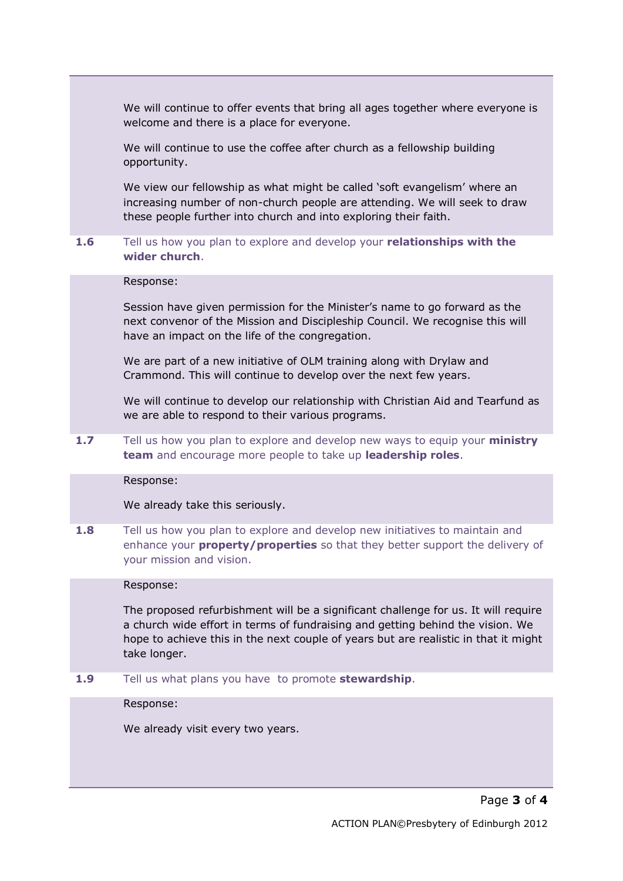We will continue to offer events that bring all ages together where everyone is welcome and there is a place for everyone.

We will continue to use the coffee after church as a fellowship building opportunity.

We view our fellowship as what might be called 'soft evangelism' where an increasing number of non-church people are attending. We will seek to draw these people further into church and into exploring their faith.

**1.6** Tell us how you plan to explore and develop your **relationships with the wider church**.

Response:

Session have given permission for the Minister's name to go forward as the next convenor of the Mission and Discipleship Council. We recognise this will have an impact on the life of the congregation.

We are part of a new initiative of OLM training along with Drylaw and Crammond. This will continue to develop over the next few years.

We will continue to develop our relationship with Christian Aid and Tearfund as we are able to respond to their various programs.

**1.7** Tell us how you plan to explore and develop new ways to equip your **ministry team** and encourage more people to take up **leadership roles**.

Response:

We already take this seriously.

**1.8** Tell us how you plan to explore and develop new initiatives to maintain and enhance your **property/properties** so that they better support the delivery of your mission and vision.

Response:

The proposed refurbishment will be a significant challenge for us. It will require a church wide effort in terms of fundraising and getting behind the vision. We hope to achieve this in the next couple of years but are realistic in that it might take longer.

**1.9** Tell us what plans you have to promote **stewardship**.

Response:

We already visit every two years.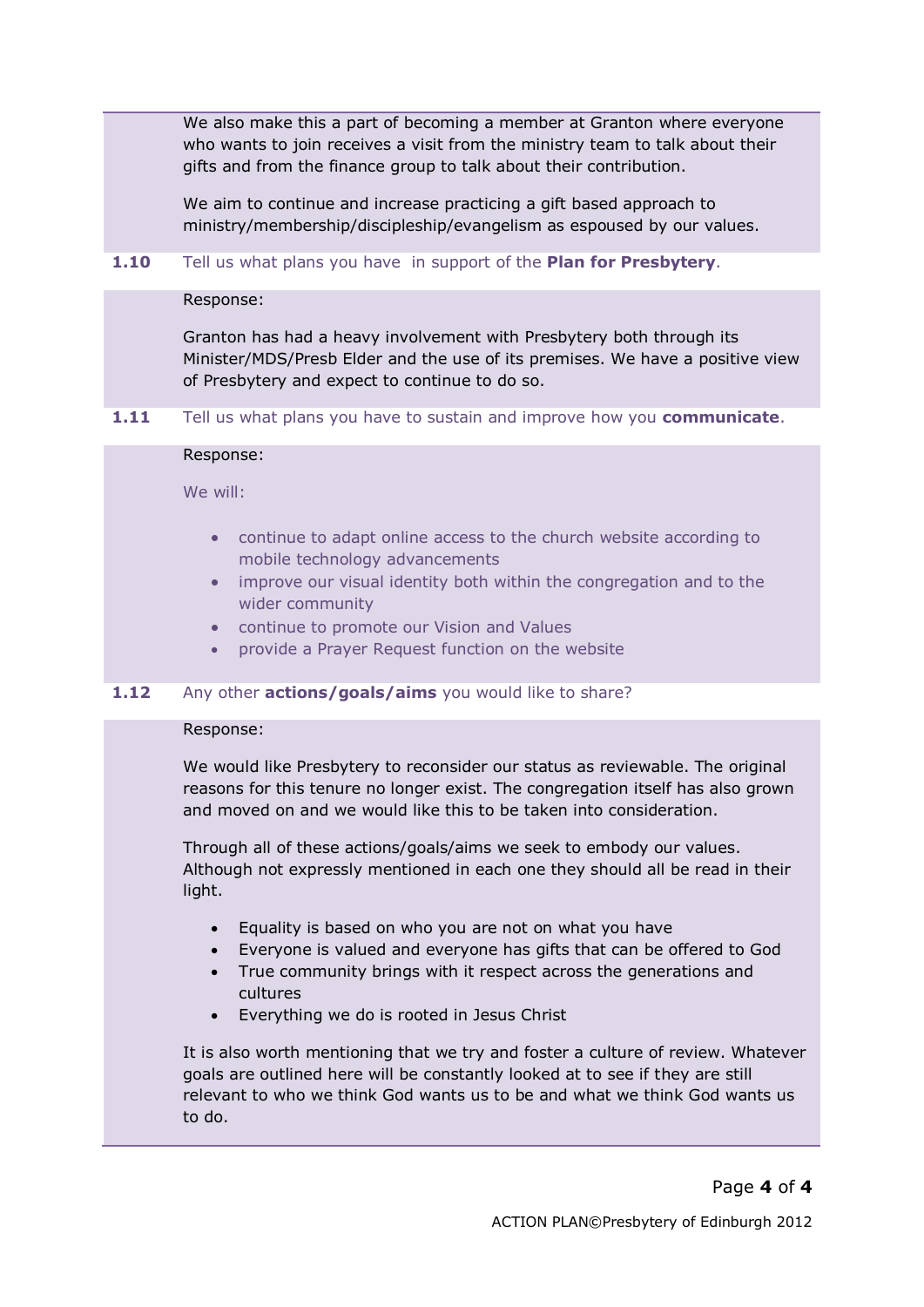We also make this a part of becoming a member at Granton where everyone who wants to join receives a visit from the ministry team to talk about their gifts and from the finance group to talk about their contribution.

We aim to continue and increase practicing a gift based approach to ministry/membership/discipleship/evangelism as espoused by our values.

**1.10** Tell us what plans you have in support of the **Plan for Presbytery**.

Response:

Granton has had a heavy involvement with Presbytery both through its Minister/MDS/Presb Elder and the use of its premises. We have a positive view of Presbytery and expect to continue to do so.

**1.11** Tell us what plans you have to sustain and improve how you **communicate**.

Response:

We will:

- continue to adapt online access to the church website according to mobile technology advancements
- improve our visual identity both within the congregation and to the wider community
- continue to promote our Vision and Values
- provide a Prayer Request function on the website

**1.12** Any other **actions/goals/aims** you would like to share?

Response:

We would like Presbytery to reconsider our status as reviewable. The original reasons for this tenure no longer exist. The congregation itself has also grown and moved on and we would like this to be taken into consideration.

Through all of these actions/goals/aims we seek to embody our values. Although not expressly mentioned in each one they should all be read in their light.

- Equality is based on who you are not on what you have
- Everyone is valued and everyone has gifts that can be offered to God
- True community brings with it respect across the generations and cultures
- Everything we do is rooted in Jesus Christ

It is also worth mentioning that we try and foster a culture of review. Whatever goals are outlined here will be constantly looked at to see if they are still relevant to who we think God wants us to be and what we think God wants us to do.